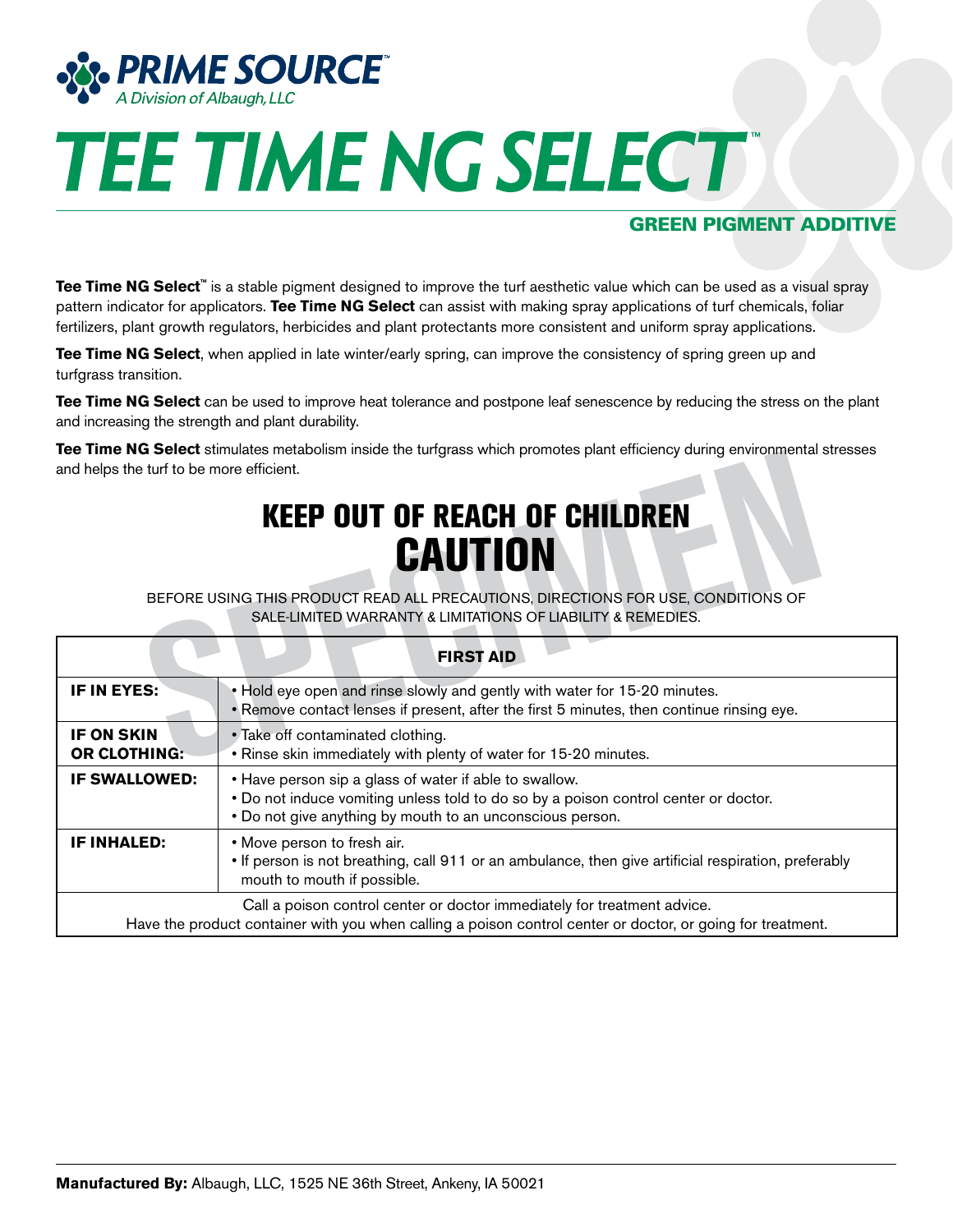PRIME SOURCE™
A Division of Albaugh, LLC

# TEE TIME NG SELECT™

## GREEN PIGMENT ADDITIVE

**Tee Time NG Select™** is a stable pigment designed to improve the turf aesthetic value which can be used as a visual spray pattern indicator for applicators. **Tee Time NG Select** can assist with making spray applications of turf chemicals, foliar fertilizers, plant growth regulators, herbicides and plant protectants more consistent and uniform spray applications.

**Tee Time NG Select**, when applied in late winter/early spring, can improve the consistency of spring green up and turfgrass transition.

**Tee Time NG Select** can be used to improve heat tolerance and postpone leaf senescence by reducing the stress on the plant and increasing the strength and plant durability.

**Tee Time NG Select** stimulates metabolism inside the turfgrass which promotes plant efficiency during environmental stresses and helps the turf to be more efficient.

## KEEP OUT OF REACH OF CHILDREN
## CAUTION

BEFORE USING THIS PRODUCT READ ALL PRECAUTIONS, DIRECTIONS FOR USE, CONDITIONS OF SALE-LIMITED WARRANTY & LIMITATIONS OF LIABILITY & REMEDIES.

| FIRST AID | |
|---|---|
| **IF IN EYES:** | • Hold eye open and rinse slowly and gently with water for 15-20 minutes.<br>• Remove contact lenses if present, after the first 5 minutes, then continue rinsing eye. |
| **IF ON SKIN OR CLOTHING:** | • Take off contaminated clothing.<br>• Rinse skin immediately with plenty of water for 15-20 minutes. |
| **IF SWALLOWED:** | • Have person sip a glass of water if able to swallow.<br>• Do not induce vomiting unless told to do so by a poison control center or doctor.<br>• Do not give anything by mouth to an unconscious person. |
| **IF INHALED:** | • Move person to fresh air.<br>• If person is not breathing, call 911 or an ambulance, then give artificial respiration, preferably mouth to mouth if possible. |
| Call a poison control center or doctor immediately for treatment advice.<br>Have the product container with you when calling a poison control center or doctor, or going for treatment. | |

**Manufactured By:** Albaugh, LLC, 1525 NE 36th Street, Ankeny, IA 50021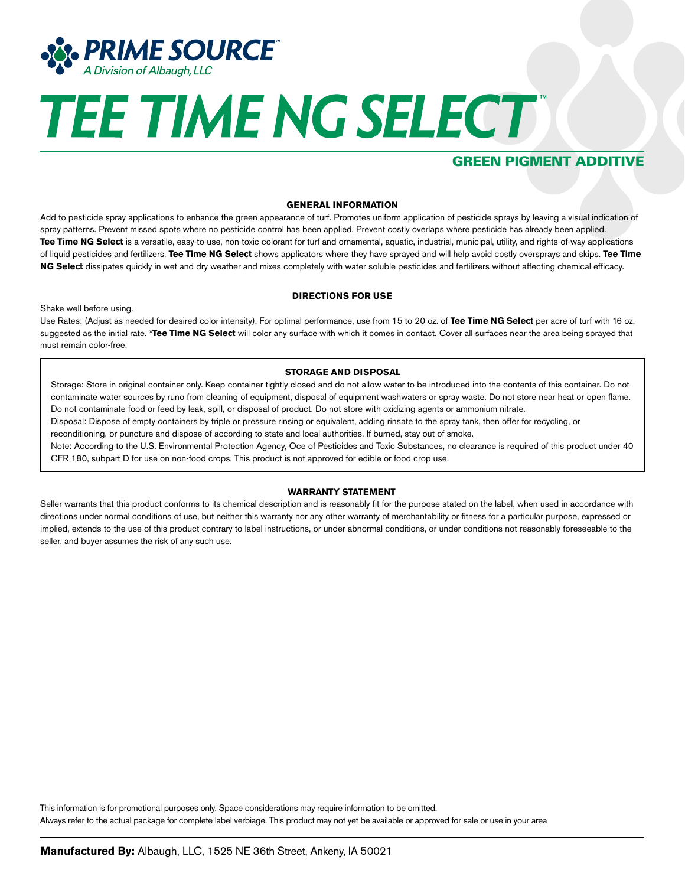**PRIME SOURCE**™
*A Division of Albaugh, LLC*

# TEE TIME NG SELECT™

## GREEN PIGMENT ADDITIVE

### GENERAL INFORMATION

Add to pesticide spray applications to enhance the green appearance of turf. Promotes uniform application of pesticide sprays by leaving a visual indication of spray patterns. Prevent missed spots where no pesticide control has been applied. Prevent costly overlaps where pesticide has already been applied.
**Tee Time NG Select** is a versatile, easy-to-use, non-toxic colorant for turf and ornamental, aquatic, industrial, municipal, utility, and rights-of-way applications of liquid pesticides and fertilizers. **Tee Time NG Select** shows applicators where they have sprayed and will help avoid costly oversprays and skips. **Tee Time NG Select** dissipates quickly in wet and dry weather and mixes completely with water soluble pesticides and fertilizers without affecting chemical efficacy.

### DIRECTIONS FOR USE

Shake well before using.
Use Rates: (Adjust as needed for desired color intensity). For optimal performance, use from 15 to 20 oz. of **Tee Time NG Select** per acre of turf with 16 oz. suggested as the initial rate. ***Tee Time NG Select** will color any surface with which it comes in contact. Cover all surfaces near the area being sprayed that must remain color-free.

### STORAGE AND DISPOSAL

Storage: Store in original container only. Keep container tightly closed and do not allow water to be introduced into the contents of this container. Do not contaminate water sources by runo from cleaning of equipment, disposal of equipment washwaters or spray waste. Do not store near heat or open flame. Do not contaminate food or feed by leak, spill, or disposal of product. Do not store with oxidizing agents or ammonium nitrate.
Disposal: Dispose of empty containers by triple or pressure rinsing or equivalent, adding rinsate to the spray tank, then offer for recycling, or reconditioning, or puncture and dispose of according to state and local authorities. If burned, stay out of smoke.
Note: According to the U.S. Environmental Protection Agency, Oce of Pesticides and Toxic Substances, no clearance is required of this product under 40 CFR 180, subpart D for use on non-food crops. This product is not approved for edible or food crop use.

### WARRANTY STATEMENT

Seller warrants that this product conforms to its chemical description and is reasonably fit for the purpose stated on the label, when used in accordance with directions under normal conditions of use, but neither this warranty nor any other warranty of merchantability or fitness for a particular purpose, expressed or implied, extends to the use of this product contrary to label instructions, or under abnormal conditions, or under conditions not reasonably foreseeable to the seller, and buyer assumes the risk of any such use.

This information is for promotional purposes only. Space considerations may require information to be omitted.
Always refer to the actual package for complete label verbiage. This product may not yet be available or approved for sale or use in your area

**Manufactured By:** Albaugh, LLC, 1525 NE 36th Street, Ankeny, IA 50021